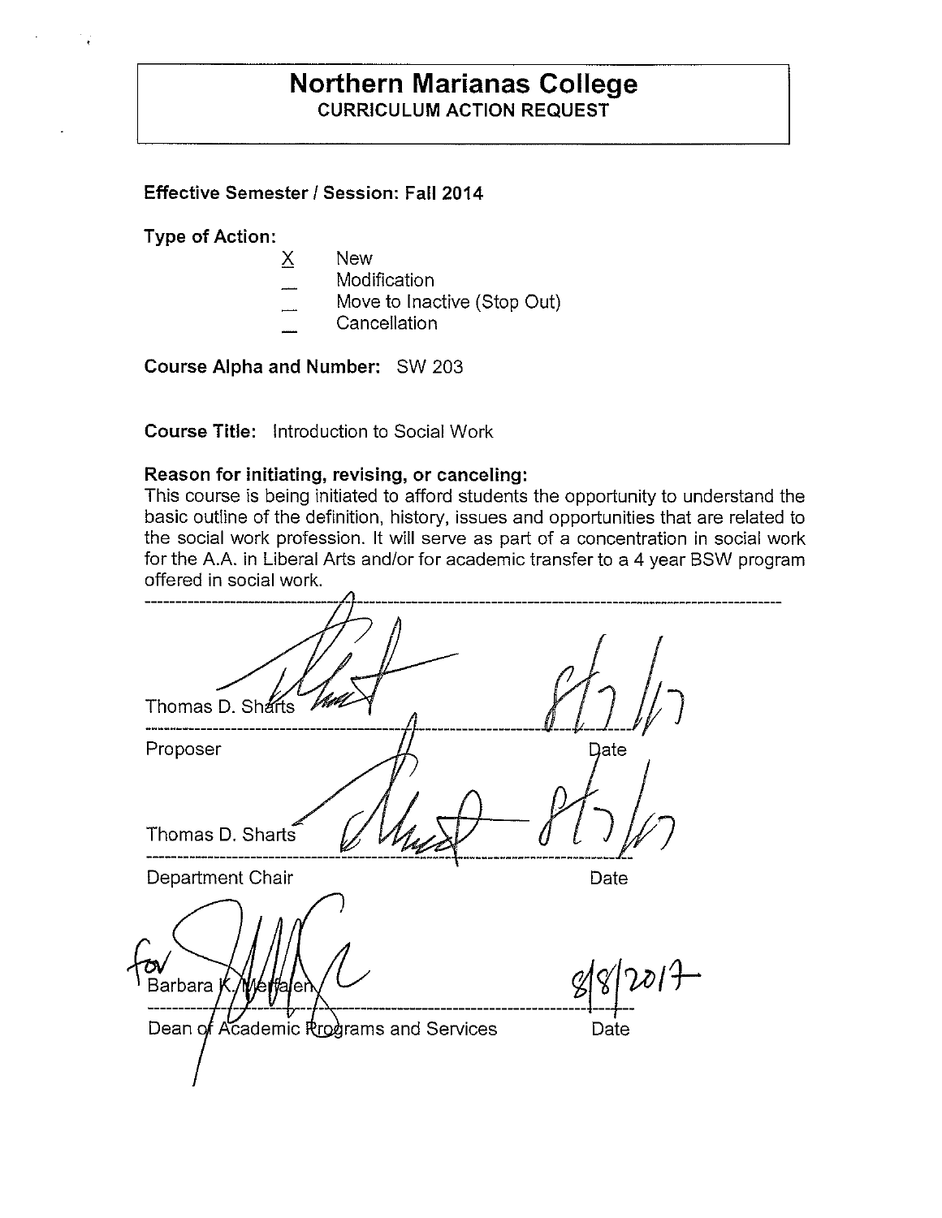# Northern Marianas College

## CURRICULUM ACTION REQUEST

**Effective Semester / Session: Fall 2014**

**Type of Action:**

- X New
- _ Modification
- _ Move to Inactive (Stop Out)
- _ Cancellation

**Course Alpha and Number:** SW 203

**Course Title:** Introduction to Social Work

**Reason for initiating, revising, or canceling:**

This course is being initiated to afford students the opportunity to understand the basic outline of the definition, history, issues and opportunities that are related to the social work profession. It will serve as part of a concentration in social work for the A.A. in Liberal Arts and/or for academic transfer to a 4 year BSW program offered in social work.

---

Thomas D. Sharts — 8/7/17

Proposer — Date

Thomas D. Sharts — 8/7/17

Department Chair — Date

for Barbara K. Merfalen — 8/8/2017

Dean of Academic Programs and Services — Date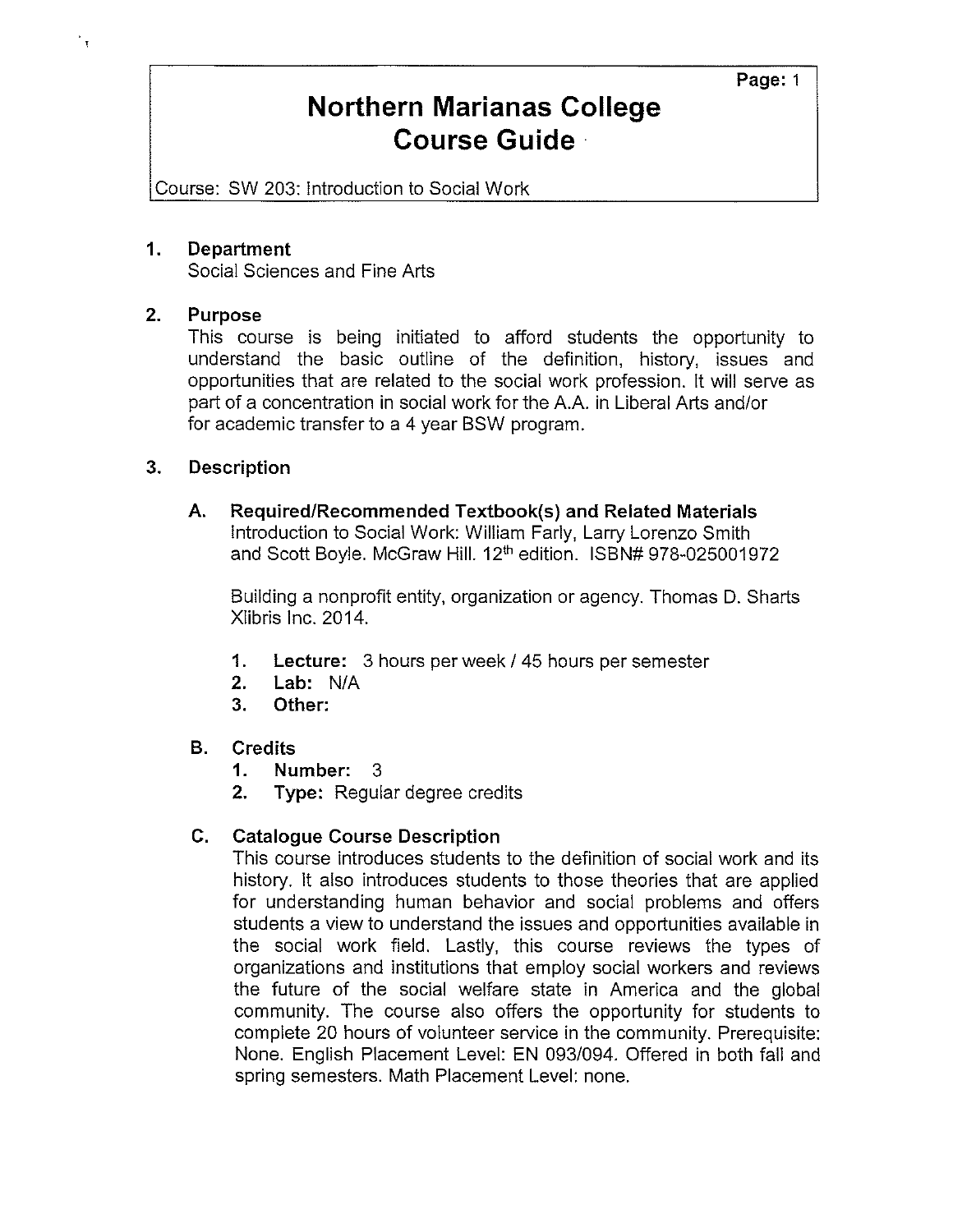# Northern Marianas College
# Course Guide

Course: SW 203: Introduction to Social Work

## 1. Department

Social Sciences and Fine Arts

## 2. Purpose

This course is being initiated to afford students the opportunity to understand the basic outline of the definition, history, issues and opportunities that are related to the social work profession. It will serve as part of a concentration in social work for the A.A. in Liberal Arts and/or for academic transfer to a 4 year BSW program.

## 3. Description

### A. Required/Recommended Textbook(s) and Related Materials

Introduction to Social Work: William Farly, Larry Lorenzo Smith and Scott Boyle. McGraw Hill. 12th edition. ISBN# 978-025001972

Building a nonprofit entity, organization or agency. Thomas D. Sharts Xlibris Inc. 2014.

1. **Lecture:** 3 hours per week / 45 hours per semester
2. **Lab:** N/A
3. **Other:**

### B. Credits

1. **Number:** 3
2. **Type:** Regular degree credits

### C. Catalogue Course Description

This course introduces students to the definition of social work and its history. It also introduces students to those theories that are applied for understanding human behavior and social problems and offers students a view to understand the issues and opportunities available in the social work field. Lastly, this course reviews the types of organizations and institutions that employ social workers and reviews the future of the social welfare state in America and the global community. The course also offers the opportunity for students to complete 20 hours of volunteer service in the community. Prerequisite: None. English Placement Level: EN 093/094. Offered in both fall and spring semesters. Math Placement Level: none.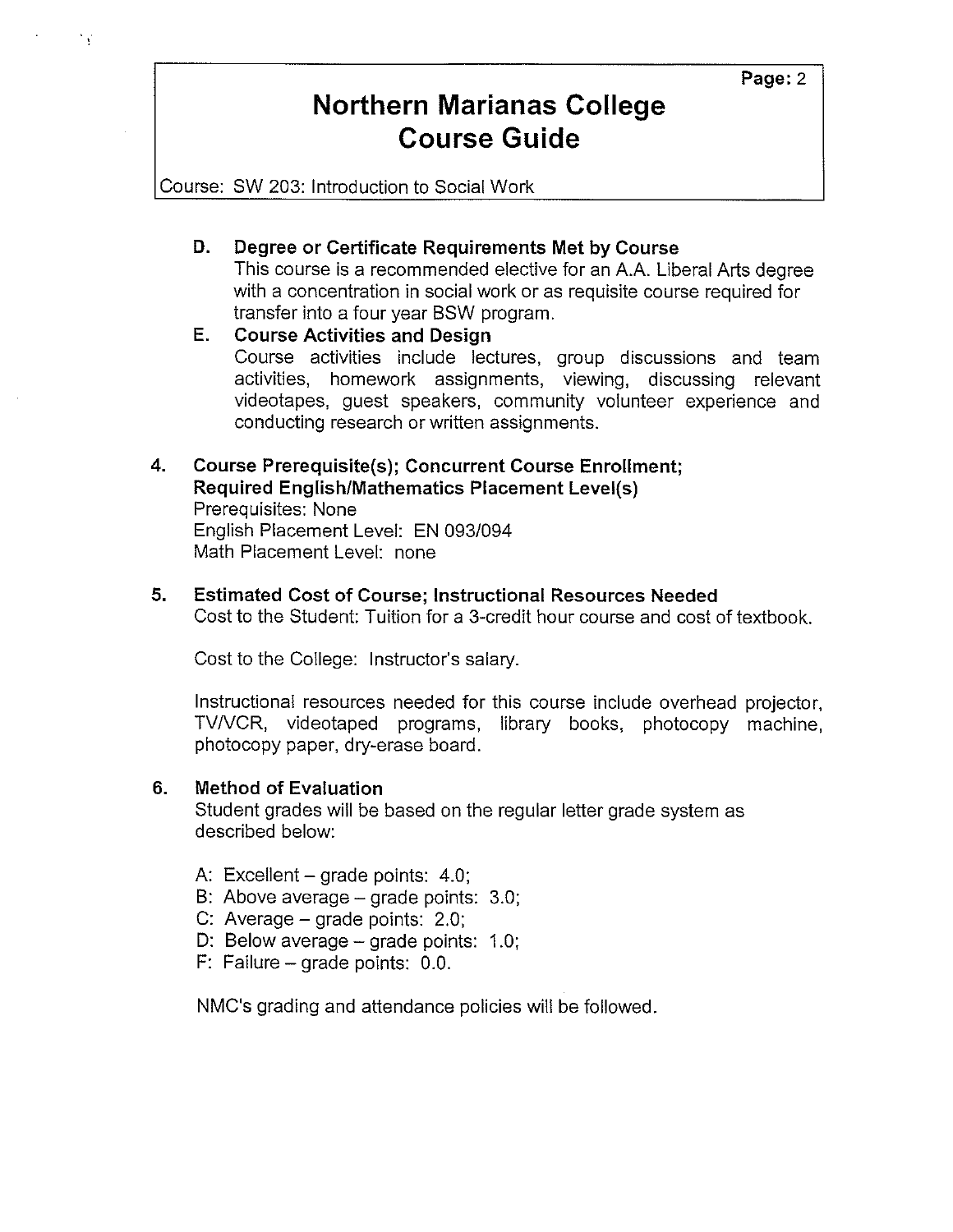**D. Degree or Certificate Requirements Met by Course**

This course is a recommended elective for an A.A. Liberal Arts degree with a concentration in social work or as requisite course required for transfer into a four year BSW program.

**E. Course Activities and Design**

Course activities include lectures, group discussions and team activities, homework assignments, viewing, discussing relevant videotapes, guest speakers, community volunteer experience and conducting research or written assignments.

**4. Course Prerequisite(s); Concurrent Course Enrollment; Required English/Mathematics Placement Level(s)**

Prerequisites: None
English Placement Level: EN 093/094
Math Placement Level: none

**5. Estimated Cost of Course; Instructional Resources Needed**

Cost to the Student: Tuition for a 3-credit hour course and cost of textbook.

Cost to the College: Instructor's salary.

Instructional resources needed for this course include overhead projector, TV/VCR, videotaped programs, library books, photocopy machine, photocopy paper, dry-erase board.

**6. Method of Evaluation**

Student grades will be based on the regular letter grade system as described below:

- A: Excellent – grade points: 4.0;
- B: Above average – grade points: 3.0;
- C: Average – grade points: 2.0;
- D: Below average – grade points: 1.0;
- F: Failure – grade points: 0.0.

NMC's grading and attendance policies will be followed.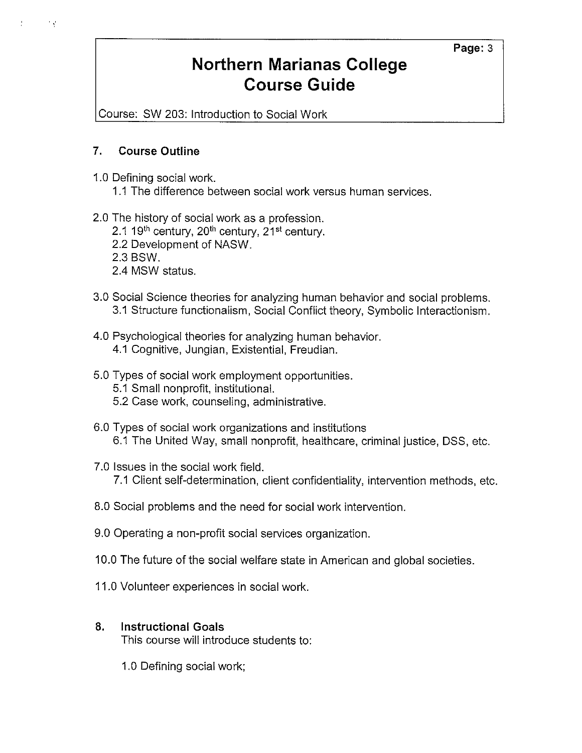## 7. Course Outline

1.0 Defining social work.
  1.1 The difference between social work versus human services.

2.0 The history of social work as a profession.
  2.1 19th century, 20th century, 21st century.
  2.2 Development of NASW.
  2.3 BSW.
  2.4 MSW status.

3.0 Social Science theories for analyzing human behavior and social problems.
  3.1 Structure functionalism, Social Conflict theory, Symbolic Interactionism.

4.0 Psychological theories for analyzing human behavior.
  4.1 Cognitive, Jungian, Existential, Freudian.

5.0 Types of social work employment opportunities.
  5.1 Small nonprofit, institutional.
  5.2 Case work, counseling, administrative.

6.0 Types of social work organizations and institutions
  6.1 The United Way, small nonprofit, healthcare, criminal justice, DSS, etc.

7.0 Issues in the social work field.
  7.1 Client self-determination, client confidentiality, intervention methods, etc.

8.0 Social problems and the need for social work intervention.

9.0 Operating a non-profit social services organization.

10.0 The future of the social welfare state in American and global societies.

11.0 Volunteer experiences in social work.

## 8. Instructional Goals

This course will introduce students to:

1.0 Defining social work;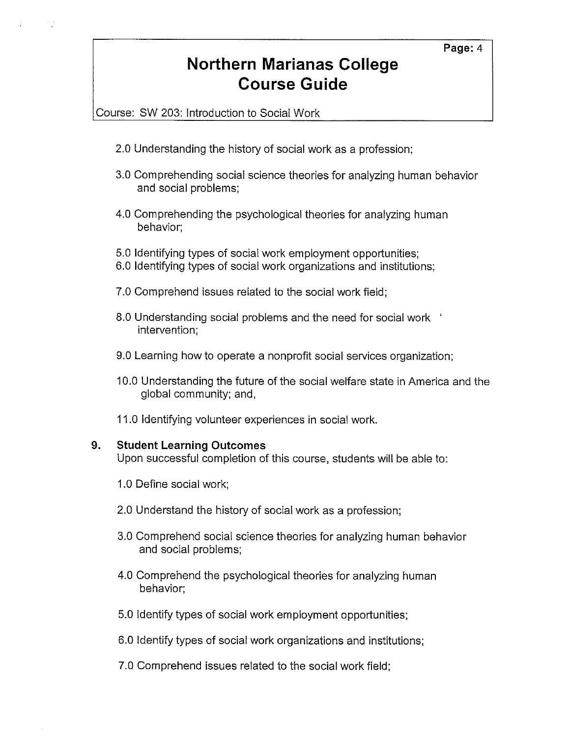2.0 Understanding the history of social work as a profession;

3.0 Comprehending social science theories for analyzing human behavior and social problems;

4.0 Comprehending the psychological theories for analyzing human behavior;

5.0 Identifying types of social work employment opportunities;

6.0 Identifying types of social work organizations and institutions;

7.0 Comprehend issues related to the social work field;

8.0 Understanding social problems and the need for social work intervention;

9.0 Learning how to operate a nonprofit social services organization;

10.0 Understanding the future of the social welfare state in America and the global community; and,

11.0 Identifying volunteer experiences in social work.

## 9. Student Learning Outcomes

Upon successful completion of this course, students will be able to:

1.0 Define social work;

2.0 Understand the history of social work as a profession;

3.0 Comprehend social science theories for analyzing human behavior and social problems;

4.0 Comprehend the psychological theories for analyzing human behavior;

5.0 Identify types of social work employment opportunities;

6.0 Identify types of social work organizations and institutions;

7.0 Comprehend issues related to the social work field;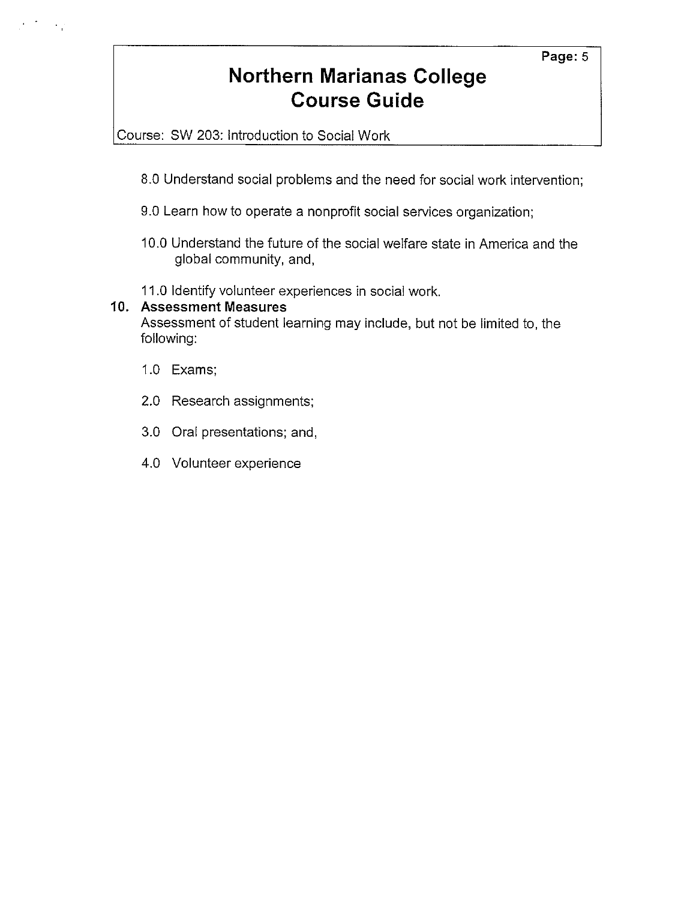8.0 Understand social problems and the need for social work intervention;

9.0 Learn how to operate a nonprofit social services organization;

10.0 Understand the future of the social welfare state in America and the global community, and,

11.0 Identify volunteer experiences in social work.

## 10. Assessment Measures

Assessment of student learning may include, but not be limited to, the following:

1.0 Exams;

2.0 Research assignments;

3.0 Oral presentations; and,

4.0 Volunteer experience